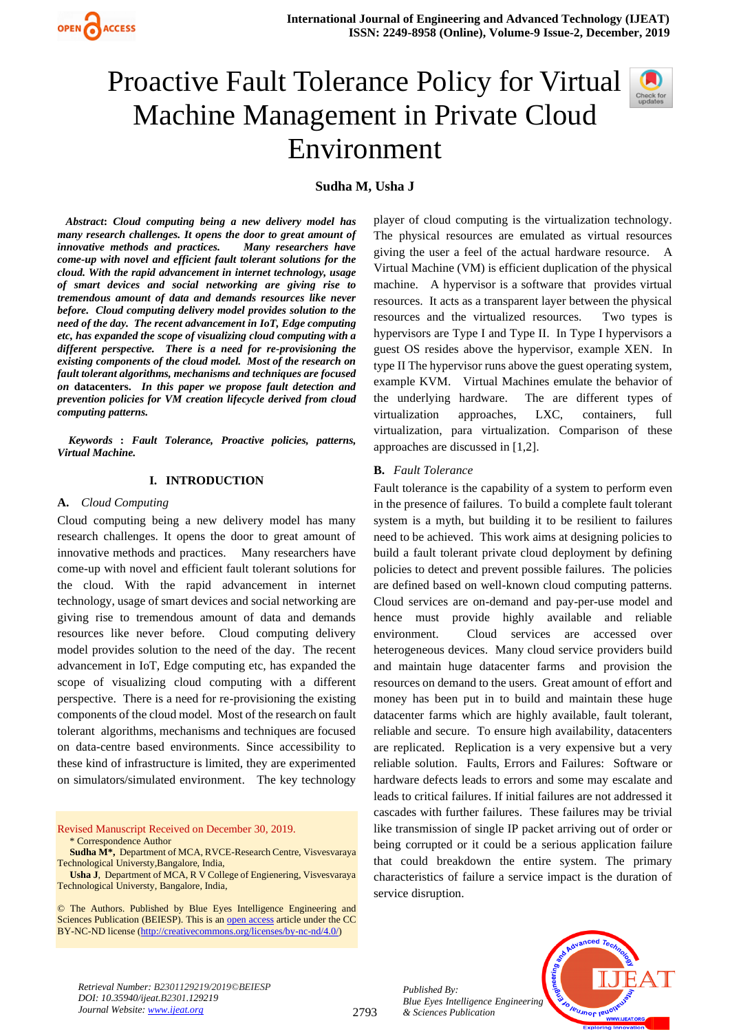# Proactive Fault Tolerance Policy for Virtual Machine Management in Private Cloud Environment

**Sudha M, Usha J**

***Abstract*****: *Cloud computing being a new delivery model has many research challenges. It opens the door to great amount of innovative methods and practices. Many researchers have come-up with novel and efficient fault tolerant solutions for the cloud. With the rapid advancement in internet technology, usage of smart devices and social networking are giving rise to tremendous amount of data and demands resources like never before. Cloud computing delivery model provides solution to the need of the day. The recent advancement in IoT, Edge computing etc, has expanded the scope of visualizing cloud computing with a different perspective. There is a need for re-provisioning the existing components of the cloud model. Most of the research on fault tolerant algorithms, mechanisms and techniques are focused on* datacenters. *In this paper we propose fault detection and prevention policies for VM creation lifecycle derived from cloud computing patterns.***

***Keywords*** ***: Fault Tolerance, Proactive policies, patterns, Virtual Machine.***

## I. INTRODUCTION

### A. *Cloud Computing*

Cloud computing being a new delivery model has many research challenges. It opens the door to great amount of innovative methods and practices. Many researchers have come-up with novel and efficient fault tolerant solutions for the cloud. With the rapid advancement in internet technology, usage of smart devices and social networking are giving rise to tremendous amount of data and demands resources like never before. Cloud computing delivery model provides solution to the need of the day. The recent advancement in IoT, Edge computing etc, has expanded the scope of visualizing cloud computing with a different perspective. There is a need for re-provisioning the existing components of the cloud model. Most of the research on fault tolerant algorithms, mechanisms and techniques are focused on data-centre based environments. Since accessibility to these kind of infrastructure is limited, they are experimented on simulators/simulated environment. The key technology player of cloud computing is the virtualization technology. The physical resources are emulated as virtual resources giving the user a feel of the actual hardware resource. A Virtual Machine (VM) is efficient duplication of the physical machine. A hypervisor is a software that provides virtual resources. It acts as a transparent layer between the physical resources and the virtualized resources. Two types is hypervisors are Type I and Type II. In Type I hypervisors a guest OS resides above the hypervisor, example XEN. In type II The hypervisor runs above the guest operating system, example KVM. Virtual Machines emulate the behavior of the underlying hardware. The are different types of virtualization approaches, LXC, containers, full virtualization, para virtualization. Comparison of these approaches are discussed in [1,2].

### B. *Fault Tolerance*

Fault tolerance is the capability of a system to perform even in the presence of failures. To build a complete fault tolerant system is a myth, but building it to be resilient to failures need to be achieved. This work aims at designing policies to build a fault tolerant private cloud deployment by defining policies to detect and prevent possible failures. The policies are defined based on well-known cloud computing patterns. Cloud services are on-demand and pay-per-use model and hence must provide highly available and reliable environment. Cloud services are accessed over heterogeneous devices. Many cloud service providers build and maintain huge datacenter farms and provision the resources on demand to the users. Great amount of effort and money has been put in to build and maintain these huge datacenter farms which are highly available, fault tolerant, reliable and secure. To ensure high availability, datacenters are replicated. Replication is a very expensive but a very reliable solution. Faults, Errors and Failures: Software or hardware defects leads to errors and some may escalate and leads to critical failures. If initial failures are not addressed it cascades with further failures. These failures may be trivial like transmission of single IP packet arriving out of order or being corrupted or it could be a serious application failure that could breakdown the entire system. The primary characteristics of failure a service impact is the duration of service disruption.

---

Revised Manuscript Received on December 30, 2019.

\* Correspondence Author

**Sudha M\***, Department of MCA, RVCE-Research Centre, Visvesvaraya Technological University,Bangalore, India,

**Usha J**, Department of MCA, R V College of Engienering, Visvesvaraya Technological University, Bangalore, India,

© The Authors. Published by Blue Eyes Intelligence Engineering and Sciences Publication (BEIESP). This is an open access article under the CC BY-NC-ND license (http://creativecommons.org/licenses/by-nc-nd/4.0/)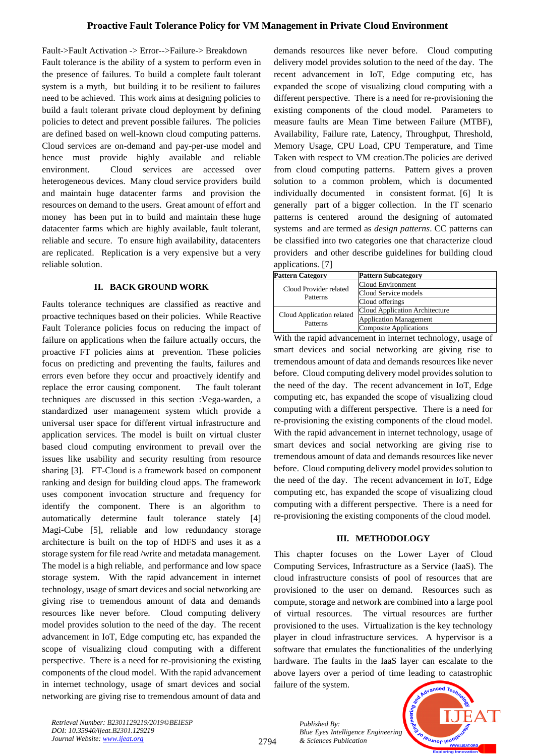Fault->Fault Activation -> Error-->Failure-> Breakdown

Fault tolerance is the ability of a system to perform even in the presence of failures. To build a complete fault tolerant system is a myth, but building it to be resilient to failures need to be achieved. This work aims at designing policies to build a fault tolerant private cloud deployment by defining policies to detect and prevent possible failures. The policies are defined based on well-known cloud computing patterns. Cloud services are on-demand and pay-per-use model and hence must provide highly available and reliable environment. Cloud services are accessed over heterogeneous devices. Many cloud service providers build and maintain huge datacenter farms and provision the resources on demand to the users. Great amount of effort and money has been put in to build and maintain these huge datacenter farms which are highly available, fault tolerant, reliable and secure. To ensure high availability, datacenters are replicated. Replication is a very expensive but a very reliable solution.

## II. BACK GROUND WORK

Faults tolerance techniques are classified as reactive and proactive techniques based on their policies. While Reactive Fault Tolerance policies focus on reducing the impact of failure on applications when the failure actually occurs, the proactive FT policies aims at prevention. These policies focus on predicting and preventing the faults, failures and errors even before they occur and proactively identify and replace the error causing component. The fault tolerant techniques are discussed in this section :Vega-warden, a standardized user management system which provide a universal user space for different virtual infrastructure and application services. The model is built on virtual cluster based cloud computing environment to prevail over the issues like usability and security resulting from resource sharing [3]. FT-Cloud is a framework based on component ranking and design for building cloud apps. The framework uses component invocation structure and frequency for identify the component. There is an algorithm to automatically determine fault tolerance stately [4] Magi-Cube [5], reliable and low redundancy storage architecture is built on the top of HDFS and uses it as a storage system for file read /write and metadata management. The model is a high reliable, and performance and low space storage system. With the rapid advancement in internet technology, usage of smart devices and social networking are giving rise to tremendous amount of data and demands resources like never before. Cloud computing delivery model provides solution to the need of the day. The recent advancement in IoT, Edge computing etc, has expanded the scope of visualizing cloud computing with a different perspective. There is a need for re-provisioning the existing components of the cloud model. With the rapid advancement in internet technology, usage of smart devices and social networking are giving rise to tremendous amount of data and demands resources like never before. Cloud computing delivery model provides solution to the need of the day. The recent advancement in IoT, Edge computing etc, has expanded the scope of visualizing cloud computing with a different perspective. There is a need for re-provisioning the existing components of the cloud model. Parameters to measure faults are Mean Time between Failure (MTBF), Availability, Failure rate, Latency, Throughput, Threshold, Memory Usage, CPU Load, CPU Temperature, and Time Taken with respect to VM creation.The policies are derived from cloud computing patterns. Pattern gives a proven solution to a common problem, which is documented individually documented in consistent format. [6] It is generally part of a bigger collection. In the IT scenario patterns is centered around the designing of automated systems and are termed as *design patterns*. CC patterns can be classified into two categories one that characterize cloud providers and other describe guidelines for building cloud applications. [7]

| Pattern Category | Pattern Subcategory |
|---|---|
| Cloud Provider related Patterns | Cloud Environment |
| | Cloud Service models |
| | Cloud offerings |
| Cloud Application related Patterns | Cloud Application Architecture |
| | Application Management |
| | Composite Applications |

With the rapid advancement in internet technology, usage of smart devices and social networking are giving rise to tremendous amount of data and demands resources like never before. Cloud computing delivery model provides solution to the need of the day. The recent advancement in IoT, Edge computing etc, has expanded the scope of visualizing cloud computing with a different perspective. There is a need for re-provisioning the existing components of the cloud model. With the rapid advancement in internet technology, usage of smart devices and social networking are giving rise to tremendous amount of data and demands resources like never before. Cloud computing delivery model provides solution to the need of the day. The recent advancement in IoT, Edge computing etc, has expanded the scope of visualizing cloud computing with a different perspective. There is a need for re-provisioning the existing components of the cloud model.

## III. METHODOLOGY

This chapter focuses on the Lower Layer of Cloud Computing Services, Infrastructure as a Service (IaaS). The cloud infrastructure consists of pool of resources that are provisioned to the user on demand. Resources such as compute, storage and network are combined into a large pool of virtual resources. The virtual resources are further provisioned to the uses. Virtualization is the key technology player in cloud infrastructure services. A hypervisor is a software that emulates the functionalities of the underlying hardware. The faults in the IaaS layer can escalate to the above layers over a period of time leading to catastrophic failure of the system.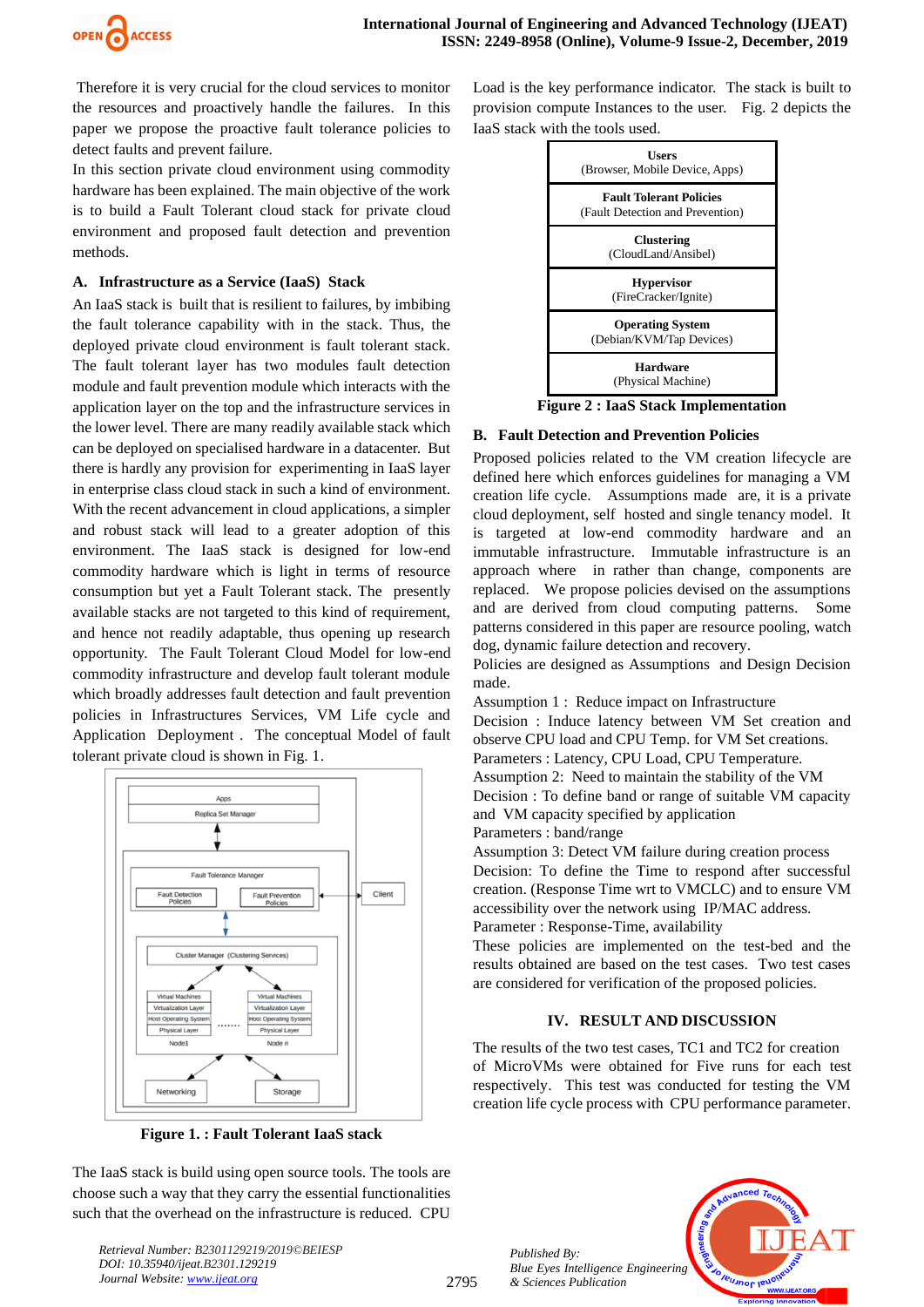Therefore it is very crucial for the cloud services to monitor the resources and proactively handle the failures. In this paper we propose the proactive fault tolerance policies to detect faults and prevent failure.

In this section private cloud environment using commodity hardware has been explained. The main objective of the work is to build a Fault Tolerant cloud stack for private cloud environment and proposed fault detection and prevention methods.

### A. Infrastructure as a Service (IaaS) Stack

An IaaS stack is built that is resilient to failures, by imbibing the fault tolerance capability with in the stack. Thus, the deployed private cloud environment is fault tolerant stack. The fault tolerant layer has two modules fault detection module and fault prevention module which interacts with the application layer on the top and the infrastructure services in the lower level. There are many readily available stack which can be deployed on specialised hardware in a datacenter. But there is hardly any provision for experimenting in IaaS layer in enterprise class cloud stack in such a kind of environment. With the recent advancement in cloud applications, a simpler and robust stack will lead to a greater adoption of this environment. The IaaS stack is designed for low-end commodity hardware which is light in terms of resource consumption but yet a Fault Tolerant stack. The presently available stacks are not targeted to this kind of requirement, and hence not readily adaptable, thus opening up research opportunity. The Fault Tolerant Cloud Model for low-end commodity infrastructure and develop fault tolerant module which broadly addresses fault detection and fault prevention policies in Infrastructures Services, VM Life cycle and Application Deployment . The conceptual Model of fault tolerant private cloud is shown in Fig. 1.

**Figure 1. : Fault Tolerant IaaS stack**

The IaaS stack is build using open source tools. The tools are choose such a way that they carry the essential functionalities such that the overhead on the infrastructure is reduced. CPU Load is the key performance indicator. The stack is built to provision compute Instances to the user. Fig. 2 depicts the IaaS stack with the tools used.

| **Users** (Browser, Mobile Device, Apps) |
|---|
| **Fault Tolerant Policies** (Fault Detection and Prevention) |
| **Clustering** (CloudLand/Ansibel) |
| **Hypervisor** (FireCracker/Ignite) |
| **Operating System** (Debian/KVM/Tap Devices) |
| **Hardware** (Physical Machine) |

**Figure 2 : IaaS Stack Implementation**

### B. Fault Detection and Prevention Policies

Proposed policies related to the VM creation lifecycle are defined here which enforces guidelines for managing a VM creation life cycle. Assumptions made are, it is a private cloud deployment, self hosted and single tenancy model. It is targeted at low-end commodity hardware and an immutable infrastructure. Immutable infrastructure is an approach where in rather than change, components are replaced. We propose policies devised on the assumptions and are derived from cloud computing patterns. Some patterns considered in this paper are resource pooling, watch dog, dynamic failure detection and recovery.

Policies are designed as Assumptions and Design Decision made.

Assumption 1 : Reduce impact on Infrastructure
Decision : Induce latency between VM Set creation and observe CPU load and CPU Temp. for VM Set creations.
Parameters : Latency, CPU Load, CPU Temperature.

Assumption 2: Need to maintain the stability of the VM
Decision : To define band or range of suitable VM capacity and VM capacity specified by application
Parameters : band/range

Assumption 3: Detect VM failure during creation process
Decision: To define the Time to respond after successful creation. (Response Time wrt to VMCLC) and to ensure VM accessibility over the network using IP/MAC address.
Parameter : Response-Time, availability

These policies are implemented on the test-bed and the results obtained are based on the test cases. Two test cases are considered for verification of the proposed policies.

## IV. RESULT AND DISCUSSION

The results of the two test cases, TC1 and TC2 for creation of MicroVMs were obtained for Five runs for each test respectively. This test was conducted for testing the VM creation life cycle process with CPU performance parameter.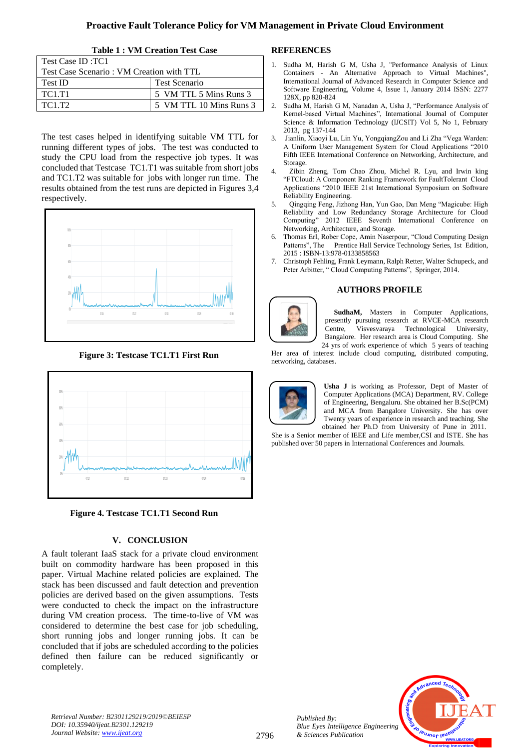**Table 1 : VM Creation Test Case**

| | |
|---|---|
| Test Case ID :TC1 | |
| Test Case Scenario : VM Creation with TTL | |
| Test ID | Test Scenario |
| TC1.T1 | 5 VM TTL 5 Mins Runs 3 |
| TC1.T2 | 5 VM TTL 10 Mins Runs 3 |

The test cases helped in identifying suitable VM TTL for running different types of jobs. The test was conducted to study the CPU load from the respective job types. It was concluded that Testcase TC1.T1 was suitable from short jobs and TC1.T2 was suitable for jobs with longer run time. The results obtained from the test runs are depicted in Figures 3,4 respectively.

**Figure 3: Testcase TC1.T1 First Run**

**Figure 4. Testcase TC1.T1 Second Run**

## V. CONCLUSION

A fault tolerant IaaS stack for a private cloud environment built on commodity hardware has been proposed in this paper. Virtual Machine related policies are explained. The stack has been discussed and fault detection and prevention policies are derived based on the given assumptions. Tests were conducted to check the impact on the infrastructure during VM creation process. The time-to-live of VM was considered to determine the best case for job scheduling, short running jobs and longer running jobs. It can be concluded that if jobs are scheduled according to the policies defined then failure can be reduced significantly or completely.

## REFERENCES

1. Sudha M, Harish G M, Usha J, "Performance Analysis of Linux Containers - An Alternative Approach to Virtual Machines", International Journal of Advanced Research in Computer Science and Software Engineering, Volume 4, Issue 1, January 2014 ISSN: 2277 128X, pp 820-824
2. Sudha M, Harish G M, Nanadan A, Usha J, "Performance Analysis of Kernel-based Virtual Machines", International Journal of Computer Science & Information Technology (IJCSIT) Vol 5, No 1, February 2013, pg 137-144
3. Jianlin, Xiaoyi Lu, Lin Yu, YongqiangZou and Li Zha "Vega Warden: A Uniform User Management System for Cloud Applications "2010 Fifth IEEE International Conference on Networking, Architecture, and Storage.
4. Zibin Zheng, Tom Chao Zhou, Michel R. Lyu, and Irwin king "FTCloud: A Component Ranking Framework for FaultTolerant Cloud Applications "2010 IEEE 21st International Symposium on Software Reliability Engineering.
5. Qingqing Feng, Jizhong Han, Yun Gao, Dan Meng "Magicube: High Reliability and Low Redundancy Storage Architecture for Cloud Computing" 2012 IEEE Seventh International Conference on Networking, Architecture, and Storage.
6. Thomas Erl, Rober Cope, Amin Naserpour, "Cloud Computing Design Patterns", The Prentice Hall Service Technology Series, 1st Edition, 2015 : ISBN-13:978-0133858563
7. Christoph Fehling, Frank Leymann, Ralph Retter, Walter Schupeck, and Peter Arbitter, " Cloud Computing Patterns", Springer, 2014.

## AUTHORS PROFILE

**SudhaM,** Masters in Computer Applications, presently pursuing research at RVCE-MCA research Centre, Visvesvaraya Technological University, Bangalore. Her research area is Cloud Computing. She 24 yrs of work experience of which 5 years of teaching Her area of interest include cloud computing, distributed computing, networking, databases.

**Usha J** is working as Professor, Dept of Master of Computer Applications (MCA) Department, RV. College of Engineering, Bengaluru. She obtained her B.Sc(PCM) and MCA from Bangalore University. She has over Twenty years of experience in research and teaching. She obtained her Ph.D from University of Pune in 2011. She is a Senior member of IEEE and Life member,CSI and ISTE. She has published over 50 papers in International Conferences and Journals.